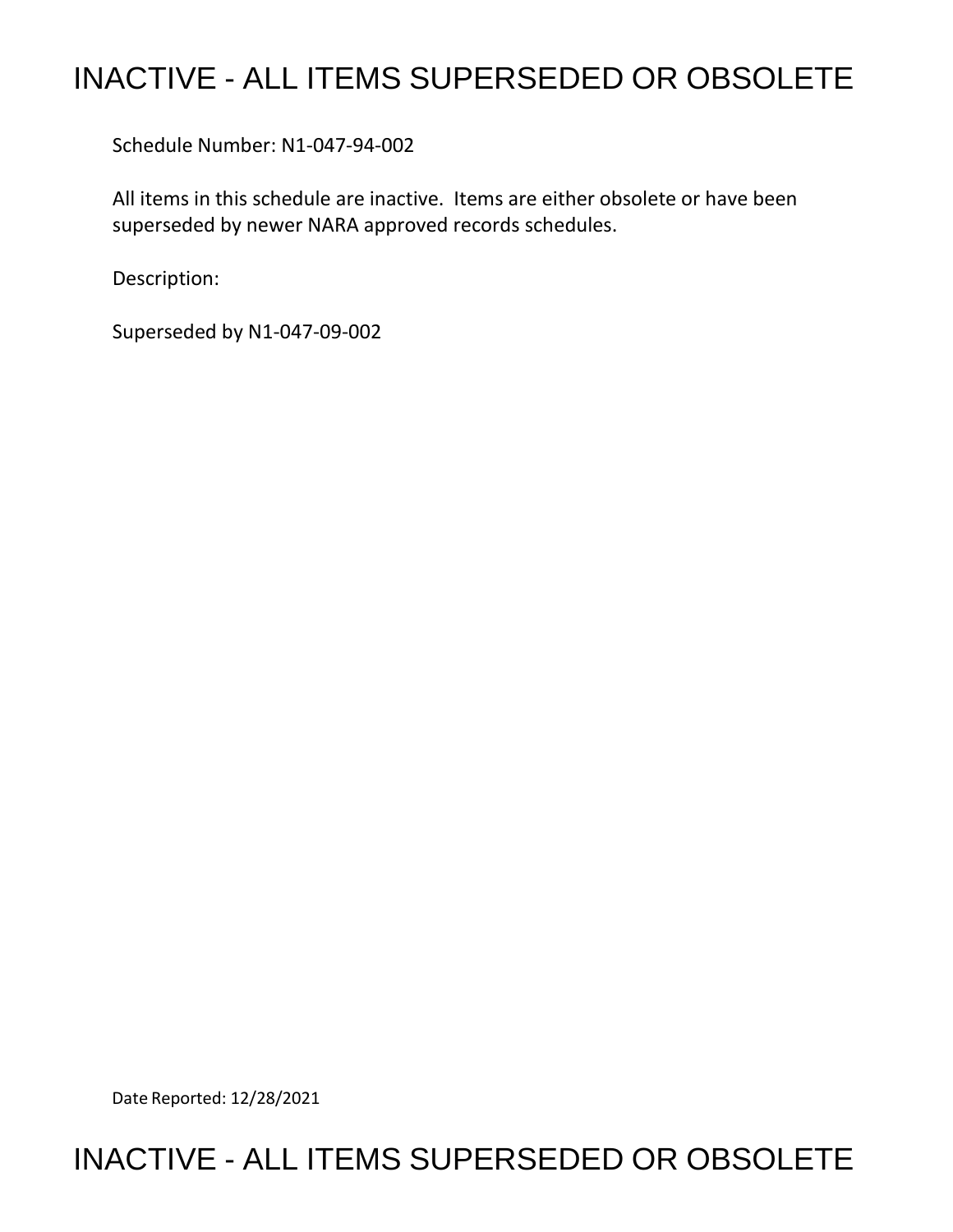# INACTIVE - ALL ITEMS SUPERSEDED OR OBSOLETE

Schedule Number: N1-047-94-002

All items in this schedule are inactive. Items are either obsolete or have been superseded by newer NARA approved records schedules.

Description:

Superseded by N1-047-09-002

Date Reported: 12/28/2021

# INACTIVE - ALL ITEMS SUPERSEDED OR OBSOLETE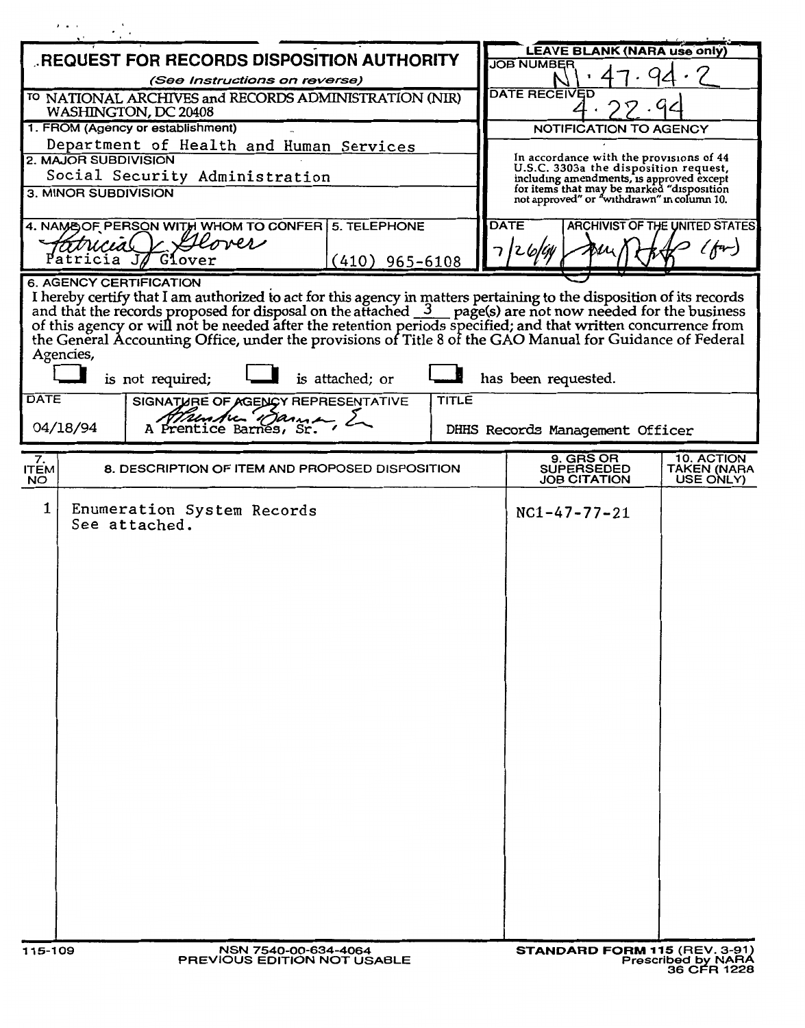# REQUEST FOR RECORDS DISPOSITION AUTHORITY

*(See Instructions on reverse)*

TO NATIONAL ARCHIVES and RECORDS ADMINISTRATION (NIR)
WASHINGTON, DC 20408

**LEAVE BLANK (NARA use only)**

JOB NUMBER: N1-47-94-2

DATE RECEIVED: 4-22-94

**NOTIFICATION TO AGENCY**

In accordance with the provisions of 44 U.S.C. 3303a the disposition request, including amendments, is approved except for items that may be marked "disposition not approved" or "withdrawn" in column 10.

DATE: 7/26/94

ARCHIVIST OF THE UNITED STATES: (signature) (for)

1. FROM (Agency or establishment)
Department of Health and Human Services

2. MAJOR SUBDIVISION
Social Security Administration

3. MINOR SUBDIVISION

4. NAME OF PERSON WITH WHOM TO CONFER
Patricia J. Glover (signature)
Patricia J. Glover

5. TELEPHONE
(410) 965-6108

6. AGENCY CERTIFICATION

I hereby certify that I am authorized to act for this agency in matters pertaining to the disposition of its records and that the records proposed for disposal on the attached 3 page(s) are not now needed for the business of this agency or will not be needed after the retention periods specified; and that written concurrence from the General Accounting Office, under the provisions of Title 8 of the GAO Manual for Guidance of Federal Agencies,

☐ is not required; ☐ is attached; or ☐ has been requested.

| DATE | SIGNATURE OF AGENCY REPRESENTATIVE | TITLE |
|---|---|---|
| 04/18/94 | A Prentice Barnes, Sr. | DHHS Records Management Officer |

| 7. ITEM NO | 8. DESCRIPTION OF ITEM AND PROPOSED DISPOSITION | 9. GRS OR SUPERSEDED JOB CITATION | 10. ACTION TAKEN (NARA USE ONLY) |
|---|---|---|---|
| 1 | Enumeration System Records<br>See attached. | NC1-47-77-21 | |

115-109 NSN 7540-00-634-4064
PREVIOUS EDITION NOT USABLE

STANDARD FORM 115 (REV. 3-91)
Prescribed by NARA
36 CFR 1228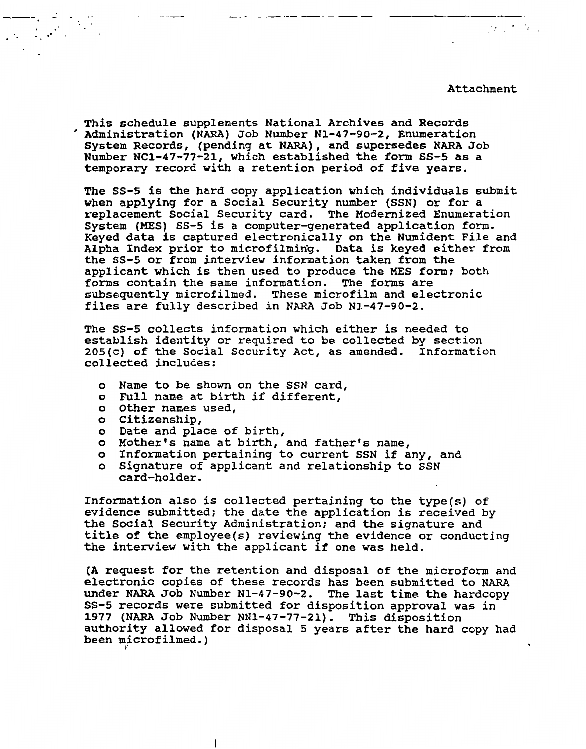Attachment

This schedule supplements National Archives and Records Administration (NARA) Job Number N1-47-90-2, Enumeration System Records, (pending at NARA), and supersedes NARA Job Number NC1-47-77-21, which established the form SS-5 as a temporary record with a retention period of five years.

The SS-5 is the hard copy application which individuals submit when applying for a Social Security number (SSN) or for a replacement Social Security card. The Modernized Enumeration System (MES) SS-5 is a computer-generated application form. Keyed data is captured electronically on the Numident File and Alpha Index prior to microfilming. Data is keyed either from the SS-5 or from interview information taken from the applicant which is then used to produce the MES form; both forms contain the same information. The forms are subsequently microfilmed. These microfilm and electronic files are fully described in NARA Job N1-47-90-2.

The SS-5 collects information which either is needed to establish identity or required to be collected by section 205(c) of the Social Security Act, as amended. Information collected includes:

- Name to be shown on the SSN card,
- Full name at birth if different,
- Other names used,
- Citizenship,
- Date and place of birth,
- Mother's name at birth, and father's name,
- Information pertaining to current SSN if any, and
- Signature of applicant and relationship to SSN card-holder.

Information also is collected pertaining to the type(s) of evidence submitted; the date the application is received by the Social Security Administration; and the signature and title of the employee(s) reviewing the evidence or conducting the interview with the applicant if one was held.

(A request for the retention and disposal of the microform and electronic copies of these records has been submitted to NARA under NARA Job Number N1-47-90-2. The last time the hardcopy SS-5 records were submitted for disposition approval was in 1977 (NARA Job Number NN1-47-77-21). This disposition authority allowed for disposal 5 years after the hard copy had been microfilmed.)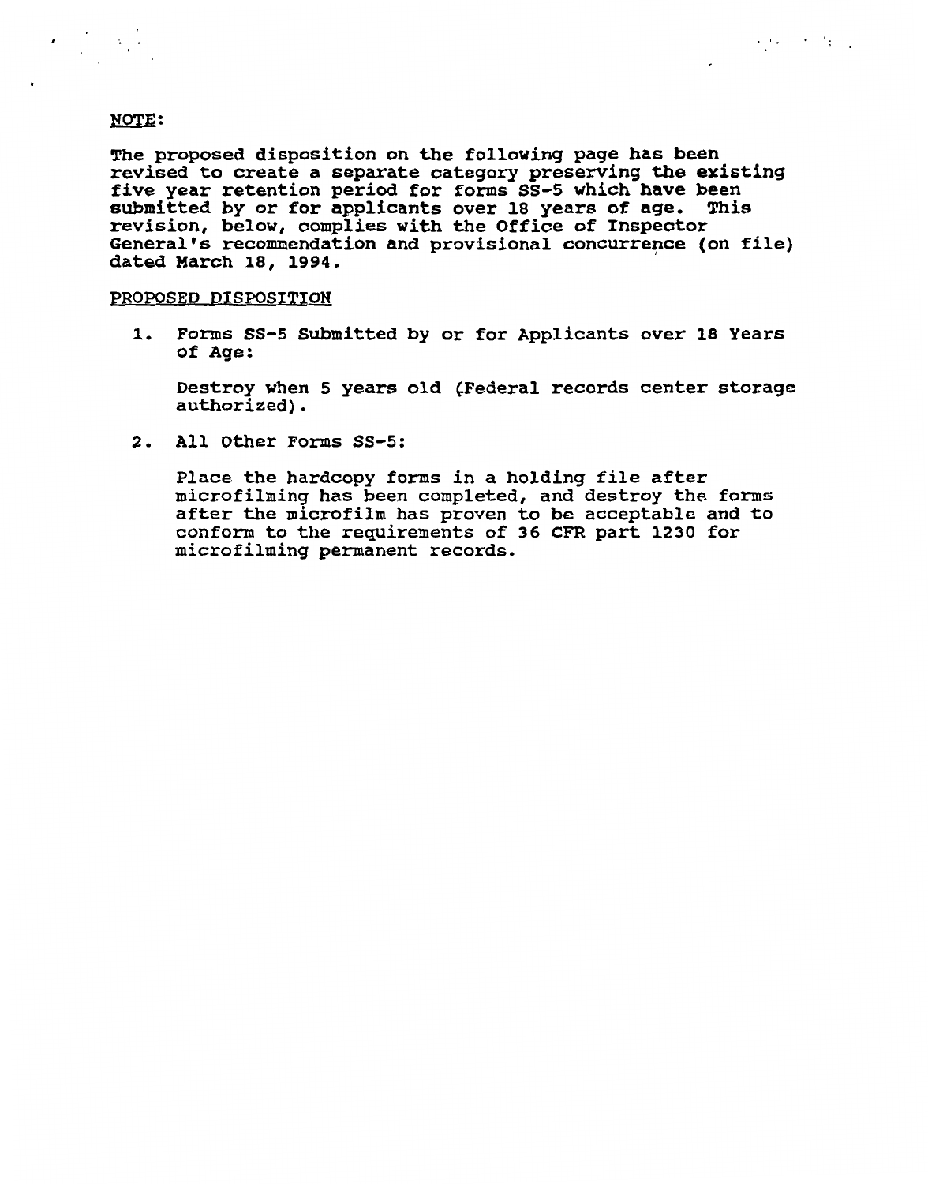NOTE:

The proposed disposition on the following page has been revised to create a separate category preserving the existing five year retention period for forms SS-5 which have been submitted by or for applicants over 18 years of age. This revision, below, complies with the Office of Inspector General's recommendation and provisional concurrence (on file) dated March 18, 1994.

PROPOSED DISPOSITION

1. Forms SS-5 Submitted by or for Applicants over 18 Years of Age:

   Destroy when 5 years old (Federal records center storage authorized).

2. All Other Forms SS-5:

   Place the hardcopy forms in a holding file after microfilming has been completed, and destroy the forms after the microfilm has proven to be acceptable and to conform to the requirements of 36 CFR part 1230 for microfilming permanent records.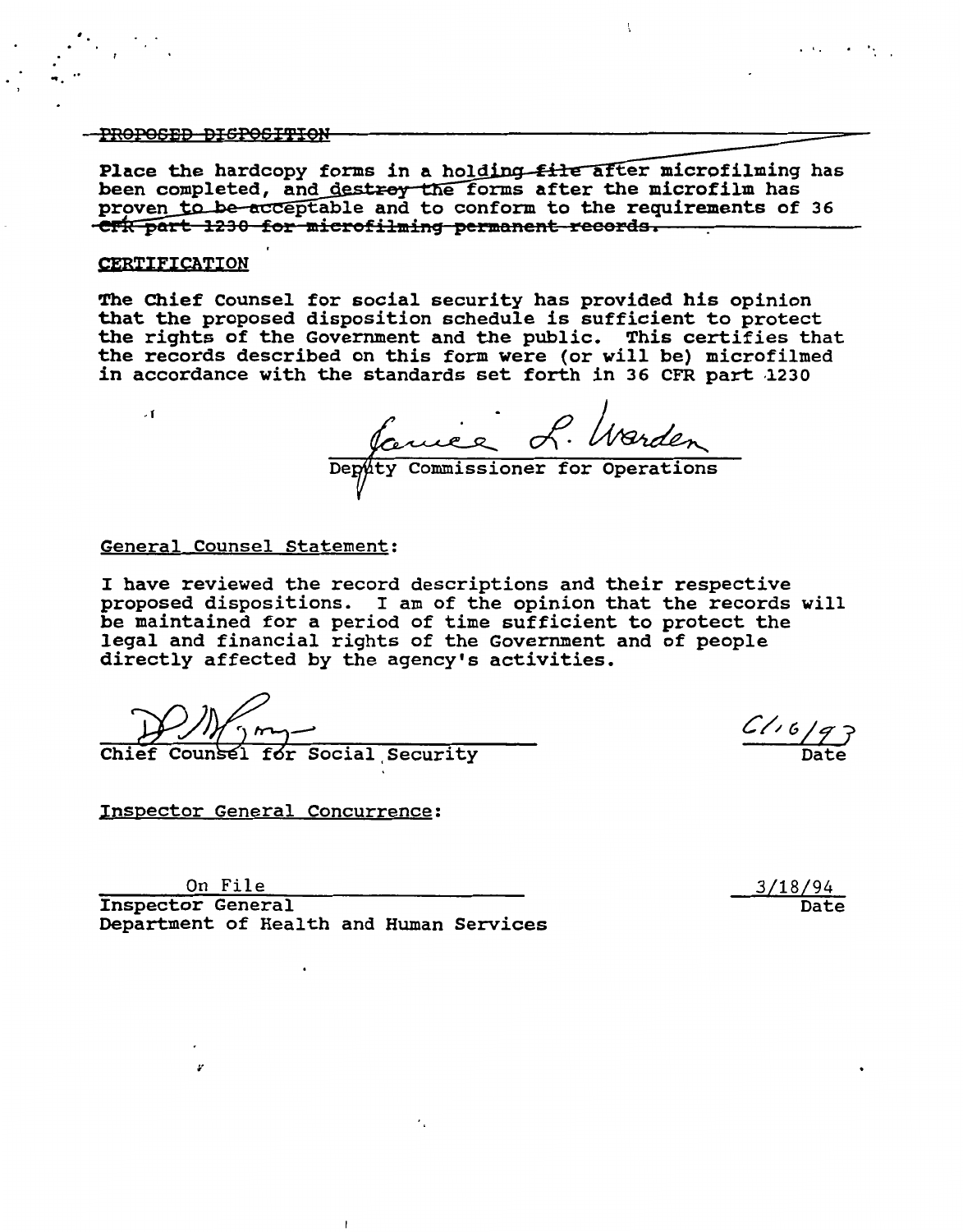PROPOSED DISPOSITION

Place the hardcopy forms in a holding file after microfilming has been completed, and destroy the forms after the microfilm has proven to be acceptable and to conform to the requirements of 36 CFR part 1230 for microfilming permanent records.

CERTIFICATION

The Chief Counsel for social security has provided his opinion that the proposed disposition schedule is sufficient to protect the rights of the Government and the public. This certifies that the records described on this form were (or will be) microfilmed in accordance with the standards set forth in 36 CFR part 1230

Janice L. Warden
Deputy Commissioner for Operations

General Counsel Statement:

I have reviewed the record descriptions and their respective proposed dispositions. I am of the opinion that the records will be maintained for a period of time sufficient to protect the legal and financial rights of the Government and of people directly affected by the agency's activities.

Chief Counsel for Social Security — 6/16/93 Date

Inspector General Concurrence:

On File
Inspector General
Department of Health and Human Services — 3/18/94 Date